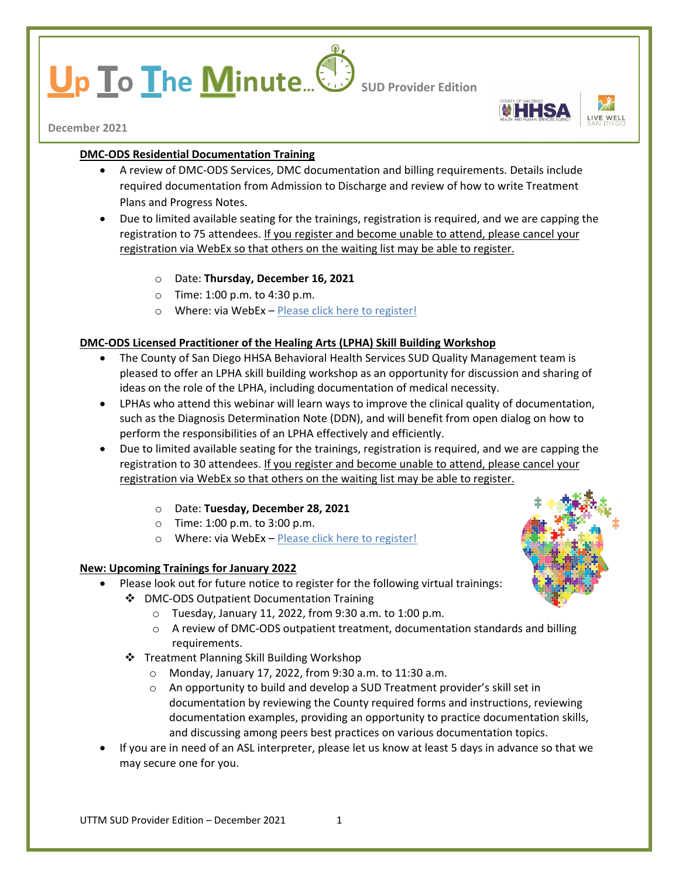# Up To The Minute... SUD Provider Edition

December 2021

## DMC-ODS Residential Documentation Training

- A review of DMC-ODS Services, DMC documentation and billing requirements. Details include required documentation from Admission to Discharge and review of how to write Treatment Plans and Progress Notes.
- Due to limited available seating for the trainings, registration is required, and we are capping the registration to 75 attendees. If you register and become unable to attend, please cancel your registration via WebEx so that others on the waiting list may be able to register.
    - Date: **Thursday, December 16, 2021**
    - Time: 1:00 p.m. to 4:30 p.m.
    - Where: via WebEx – Please click here to register!

## DMC-ODS Licensed Practitioner of the Healing Arts (LPHA) Skill Building Workshop

- The County of San Diego HHSA Behavioral Health Services SUD Quality Management team is pleased to offer an LPHA skill building workshop as an opportunity for discussion and sharing of ideas on the role of the LPHA, including documentation of medical necessity.
- LPHAs who attend this webinar will learn ways to improve the clinical quality of documentation, such as the Diagnosis Determination Note (DDN), and will benefit from open dialog on how to perform the responsibilities of an LPHA effectively and efficiently.
- Due to limited available seating for the trainings, registration is required, and we are capping the registration to 30 attendees. If you register and become unable to attend, please cancel your registration via WebEx so that others on the waiting list may be able to register.
    - Date: **Tuesday, December 28, 2021**
    - Time: 1:00 p.m. to 3:00 p.m.
    - Where: via WebEx – Please click here to register!

## New: Upcoming Trainings for January 2022

- Please look out for future notice to register for the following virtual trainings:
    - DMC-ODS Outpatient Documentation Training
        - Tuesday, January 11, 2022, from 9:30 a.m. to 1:00 p.m.
        - A review of DMC-ODS outpatient treatment, documentation standards and billing requirements.
    - Treatment Planning Skill Building Workshop
        - Monday, January 17, 2022, from 9:30 a.m. to 11:30 a.m.
        - An opportunity to build and develop a SUD Treatment provider's skill set in documentation by reviewing the County required forms and instructions, reviewing documentation examples, providing an opportunity to practice documentation skills, and discussing among peers best practices on various documentation topics.
- If you are in need of an ASL interpreter, please let us know at least 5 days in advance so that we may secure one for you.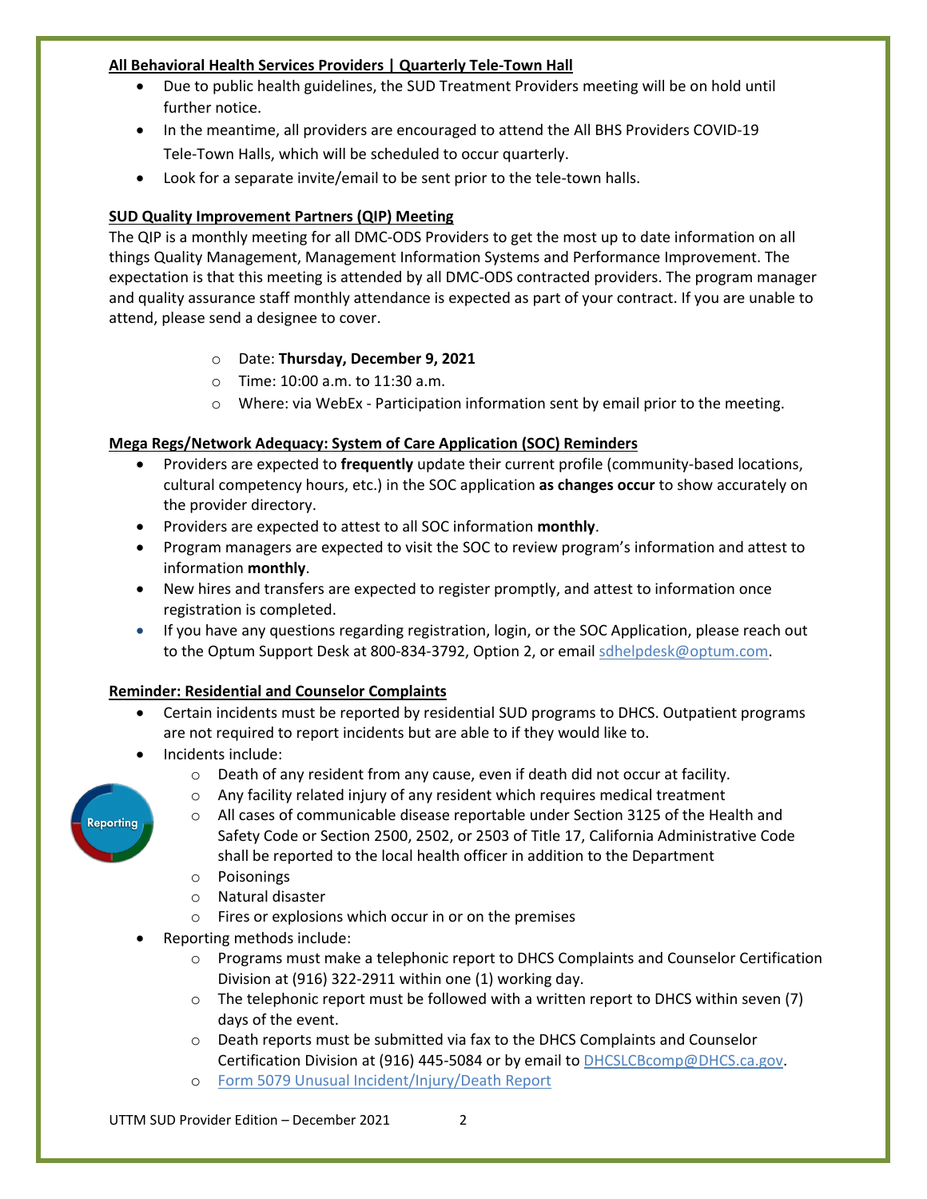## All Behavioral Health Services Providers | Quarterly Tele-Town Hall

- Due to public health guidelines, the SUD Treatment Providers meeting will be on hold until further notice.
- In the meantime, all providers are encouraged to attend the All BHS Providers COVID-19 Tele-Town Halls, which will be scheduled to occur quarterly.
- Look for a separate invite/email to be sent prior to the tele-town halls.

## SUD Quality Improvement Partners (QIP) Meeting

The QIP is a monthly meeting for all DMC-ODS Providers to get the most up to date information on all things Quality Management, Management Information Systems and Performance Improvement. The expectation is that this meeting is attended by all DMC-ODS contracted providers. The program manager and quality assurance staff monthly attendance is expected as part of your contract. If you are unable to attend, please send a designee to cover.

- Date: **Thursday, December 9, 2021**
- Time: 10:00 a.m. to 11:30 a.m.
- Where: via WebEx - Participation information sent by email prior to the meeting.

## Mega Regs/Network Adequacy: System of Care Application (SOC) Reminders

- Providers are expected to **frequently** update their current profile (community-based locations, cultural competency hours, etc.) in the SOC application **as changes occur** to show accurately on the provider directory.
- Providers are expected to attest to all SOC information **monthly**.
- Program managers are expected to visit the SOC to review program's information and attest to information **monthly**.
- New hires and transfers are expected to register promptly, and attest to information once registration is completed.
- If you have any questions regarding registration, login, or the SOC Application, please reach out to the Optum Support Desk at 800-834-3792, Option 2, or email sdhelpdesk@optum.com.

## Reminder: Residential and Counselor Complaints

- Certain incidents must be reported by residential SUD programs to DHCS. Outpatient programs are not required to report incidents but are able to if they would like to.
- Incidents include:
  - Death of any resident from any cause, even if death did not occur at facility.
  - Any facility related injury of any resident which requires medical treatment
  - All cases of communicable disease reportable under Section 3125 of the Health and Safety Code or Section 2500, 2502, or 2503 of Title 17, California Administrative Code shall be reported to the local health officer in addition to the Department
  - Poisonings
  - Natural disaster
  - Fires or explosions which occur in or on the premises
- Reporting methods include:
  - Programs must make a telephonic report to DHCS Complaints and Counselor Certification Division at (916) 322-2911 within one (1) working day.
  - The telephonic report must be followed with a written report to DHCS within seven (7) days of the event.
  - Death reports must be submitted via fax to the DHCS Complaints and Counselor Certification Division at (916) 445-5084 or by email to DHCSLCBcomp@DHCS.ca.gov.
  - Form 5079 Unusual Incident/Injury/Death Report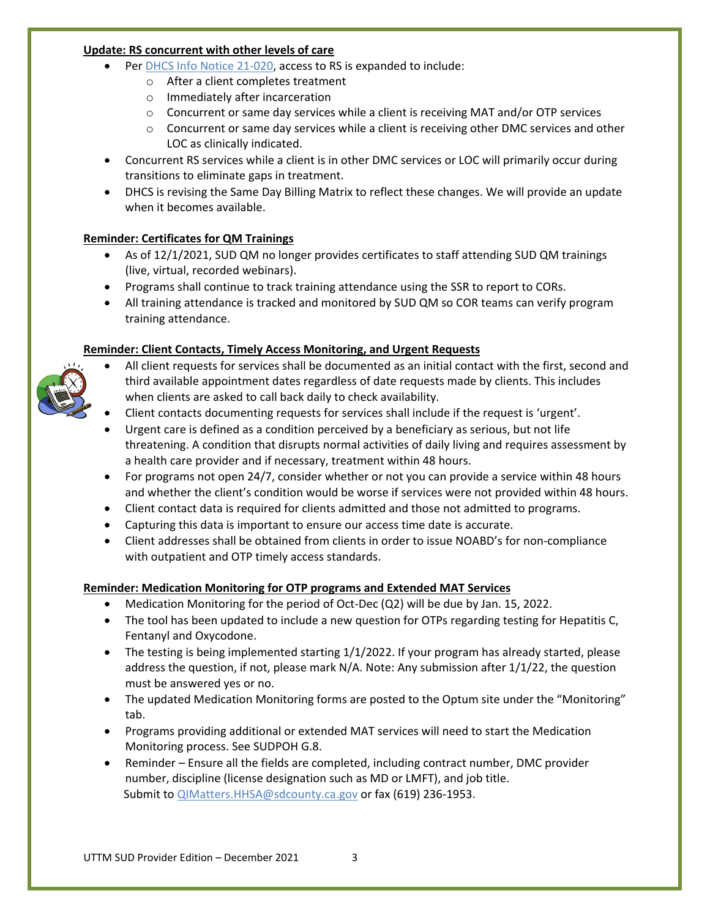**Update: RS concurrent with other levels of care**

- Per DHCS Info Notice 21-020, access to RS is expanded to include:
  - After a client completes treatment
  - Immediately after incarceration
  - Concurrent or same day services while a client is receiving MAT and/or OTP services
  - Concurrent or same day services while a client is receiving other DMC services and other LOC as clinically indicated.
- Concurrent RS services while a client is in other DMC services or LOC will primarily occur during transitions to eliminate gaps in treatment.
- DHCS is revising the Same Day Billing Matrix to reflect these changes. We will provide an update when it becomes available.

**Reminder: Certificates for QM Trainings**

- As of 12/1/2021, SUD QM no longer provides certificates to staff attending SUD QM trainings (live, virtual, recorded webinars).
- Programs shall continue to track training attendance using the SSR to report to CORs.
- All training attendance is tracked and monitored by SUD QM so COR teams can verify program training attendance.

**Reminder: Client Contacts, Timely Access Monitoring, and Urgent Requests**

- All client requests for services shall be documented as an initial contact with the first, second and third available appointment dates regardless of date requests made by clients. This includes when clients are asked to call back daily to check availability.
- Client contacts documenting requests for services shall include if the request is 'urgent'.
- Urgent care is defined as a condition perceived by a beneficiary as serious, but not life threatening. A condition that disrupts normal activities of daily living and requires assessment by a health care provider and if necessary, treatment within 48 hours.
- For programs not open 24/7, consider whether or not you can provide a service within 48 hours and whether the client's condition would be worse if services were not provided within 48 hours.
- Client contact data is required for clients admitted and those not admitted to programs.
- Capturing this data is important to ensure our access time date is accurate.
- Client addresses shall be obtained from clients in order to issue NOABD's for non-compliance with outpatient and OTP timely access standards.

**Reminder: Medication Monitoring for OTP programs and Extended MAT Services**

- Medication Monitoring for the period of Oct-Dec (Q2) will be due by Jan. 15, 2022.
- The tool has been updated to include a new question for OTPs regarding testing for Hepatitis C, Fentanyl and Oxycodone.
- The testing is being implemented starting 1/1/2022. If your program has already started, please address the question, if not, please mark N/A. Note: Any submission after 1/1/22, the question must be answered yes or no.
- The updated Medication Monitoring forms are posted to the Optum site under the "Monitoring" tab.
- Programs providing additional or extended MAT services will need to start the Medication Monitoring process. See SUDPOH G.8.
- Reminder – Ensure all the fields are completed, including contract number, DMC provider number, discipline (license designation such as MD or LMFT), and job title.
  Submit to QIMatters.HHSA@sdcounty.ca.gov or fax (619) 236-1953.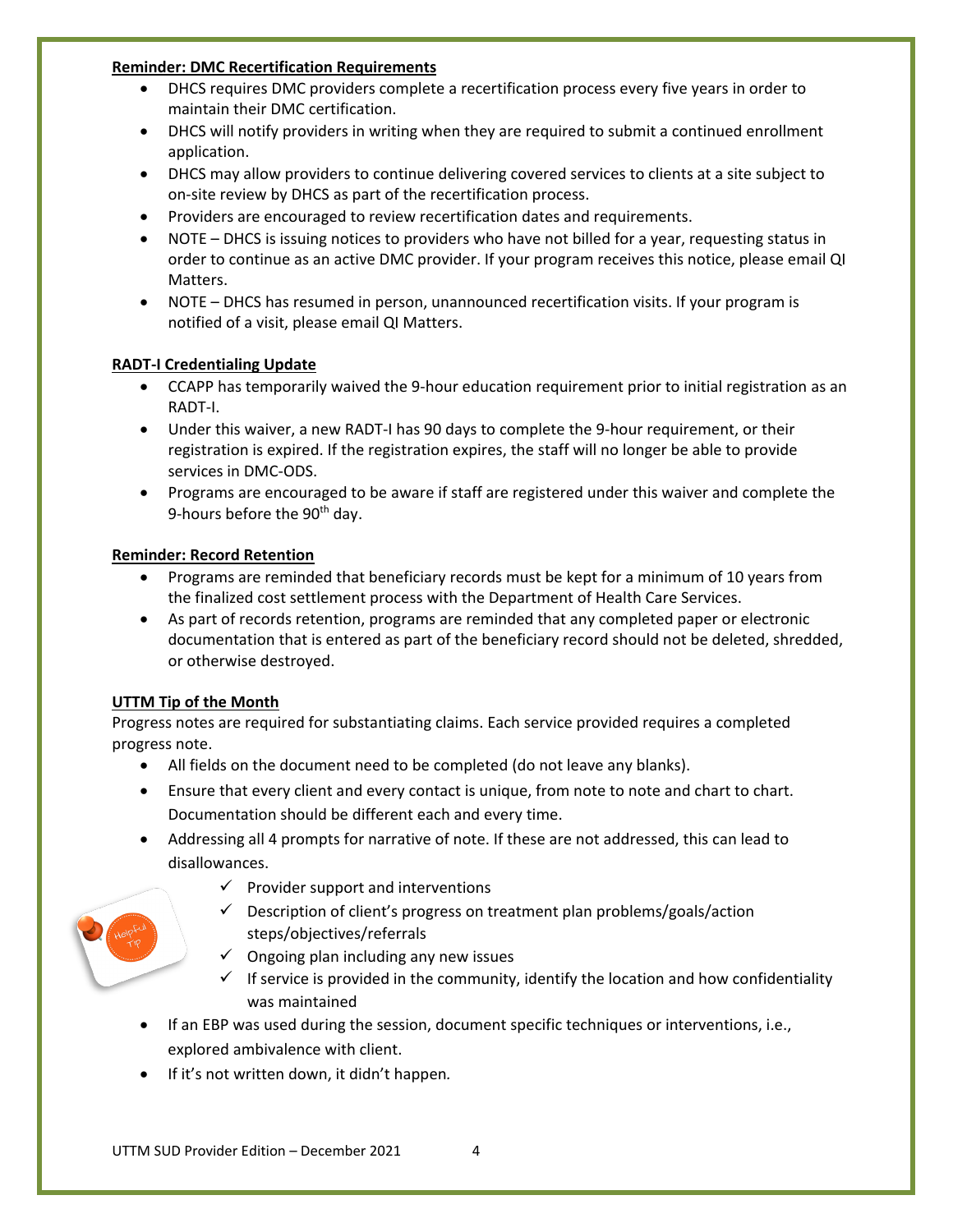**Reminder: DMC Recertification Requirements**

- DHCS requires DMC providers complete a recertification process every five years in order to maintain their DMC certification.
- DHCS will notify providers in writing when they are required to submit a continued enrollment application.
- DHCS may allow providers to continue delivering covered services to clients at a site subject to on-site review by DHCS as part of the recertification process.
- Providers are encouraged to review recertification dates and requirements.
- NOTE – DHCS is issuing notices to providers who have not billed for a year, requesting status in order to continue as an active DMC provider. If your program receives this notice, please email QI Matters.
- NOTE – DHCS has resumed in person, unannounced recertification visits. If your program is notified of a visit, please email QI Matters.

**RADT-I Credentialing Update**

- CCAPP has temporarily waived the 9-hour education requirement prior to initial registration as an RADT-I.
- Under this waiver, a new RADT-I has 90 days to complete the 9-hour requirement, or their registration is expired. If the registration expires, the staff will no longer be able to provide services in DMC-ODS.
- Programs are encouraged to be aware if staff are registered under this waiver and complete the 9-hours before the 90th day.

**Reminder: Record Retention**

- Programs are reminded that beneficiary records must be kept for a minimum of 10 years from the finalized cost settlement process with the Department of Health Care Services.
- As part of records retention, programs are reminded that any completed paper or electronic documentation that is entered as part of the beneficiary record should not be deleted, shredded, or otherwise destroyed.

**UTTM Tip of the Month**

Progress notes are required for substantiating claims. Each service provided requires a completed progress note.

- All fields on the document need to be completed (do not leave any blanks).
- Ensure that every client and every contact is unique, from note to note and chart to chart. Documentation should be different each and every time.
- Addressing all 4 prompts for narrative of note. If these are not addressed, this can lead to disallowances.
  - ✓ Provider support and interventions
  - ✓ Description of client's progress on treatment plan problems/goals/action steps/objectives/referrals
  - ✓ Ongoing plan including any new issues
  - ✓ If service is provided in the community, identify the location and how confidentiality was maintained
- If an EBP was used during the session, document specific techniques or interventions, i.e., explored ambivalence with client.
- If it's not written down, it didn't happen.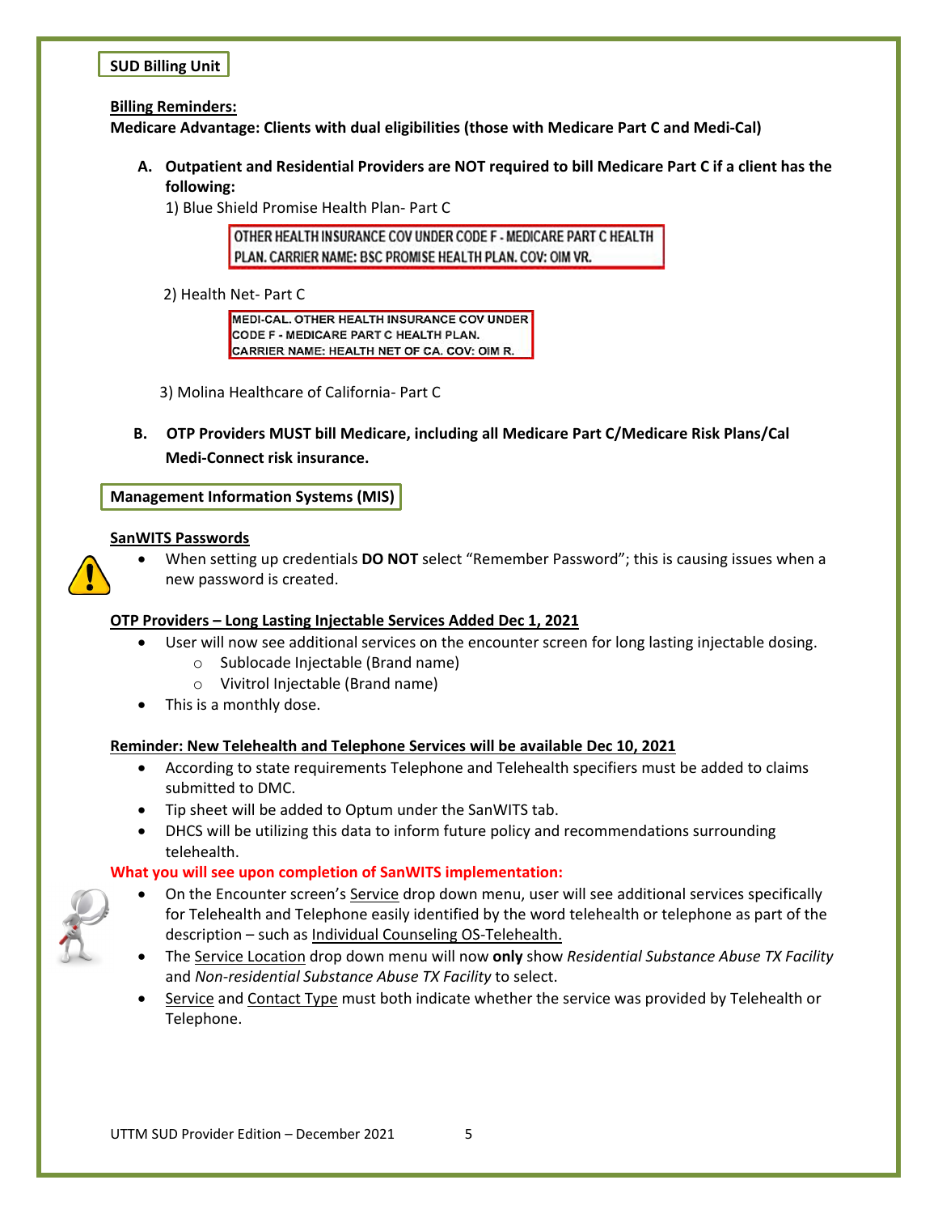## SUD Billing Unit

**Billing Reminders:**

**Medicare Advantage: Clients with dual eligibilities (those with Medicare Part C and Medi-Cal)**

**A. Outpatient and Residential Providers are NOT required to bill Medicare Part C if a client has the following:**

1) Blue Shield Promise Health Plan- Part C

OTHER HEALTH INSURANCE COV UNDER CODE F - MEDICARE PART C HEALTH PLAN. CARRIER NAME: BSC PROMISE HEALTH PLAN. COV: OIM VR.

2) Health Net- Part C

MEDI-CAL. OTHER HEALTH INSURANCE COV UNDER CODE F - MEDICARE PART C HEALTH PLAN. CARRIER NAME: HEALTH NET OF CA. COV: OIM R.

3) Molina Healthcare of California- Part C

**B. OTP Providers MUST bill Medicare, including all Medicare Part C/Medicare Risk Plans/Cal Medi-Connect risk insurance.**

## Management Information Systems (MIS)

**SanWITS Passwords**

- When setting up credentials **DO NOT** select "Remember Password"; this is causing issues when a new password is created.

**OTP Providers – Long Lasting Injectable Services Added Dec 1, 2021**

- User will now see additional services on the encounter screen for long lasting injectable dosing.
  - Sublocade Injectable (Brand name)
  - Vivitrol Injectable (Brand name)
- This is a monthly dose.

**Reminder: New Telehealth and Telephone Services will be available Dec 10, 2021**

- According to state requirements Telephone and Telehealth specifiers must be added to claims submitted to DMC.
- Tip sheet will be added to Optum under the SanWITS tab.
- DHCS will be utilizing this data to inform future policy and recommendations surrounding telehealth.

**What you will see upon completion of SanWITS implementation:**

- On the Encounter screen's Service drop down menu, user will see additional services specifically for Telehealth and Telephone easily identified by the word telehealth or telephone as part of the description – such as Individual Counseling OS-Telehealth.
- The Service Location drop down menu will now **only** show *Residential Substance Abuse TX Facility* and *Non-residential Substance Abuse TX Facility* to select.
- Service and Contact Type must both indicate whether the service was provided by Telehealth or Telephone.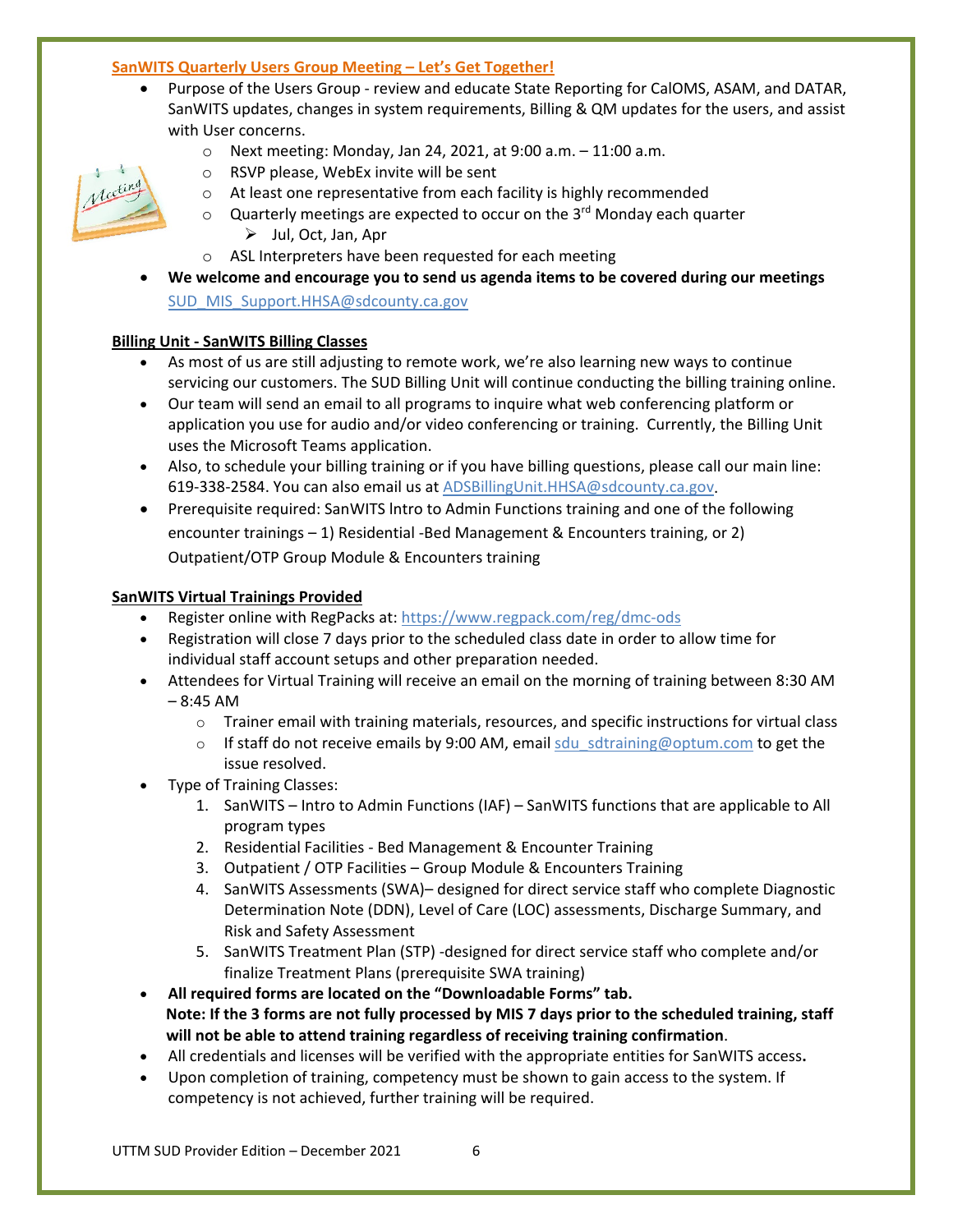## SanWITS Quarterly Users Group Meeting – Let's Get Together!

- Purpose of the Users Group - review and educate State Reporting for CalOMS, ASAM, and DATAR, SanWITS updates, changes in system requirements, Billing & QM updates for the users, and assist with User concerns.
  - Next meeting: Monday, Jan 24, 2021, at 9:00 a.m. – 11:00 a.m.
  - RSVP please, WebEx invite will be sent
  - At least one representative from each facility is highly recommended
  - Quarterly meetings are expected to occur on the 3rd Monday each quarter
    - Jul, Oct, Jan, Apr
  - ASL Interpreters have been requested for each meeting
- **We welcome and encourage you to send us agenda items to be covered during our meetings** SUD_MIS_Support.HHSA@sdcounty.ca.gov

## Billing Unit - SanWITS Billing Classes

- As most of us are still adjusting to remote work, we're also learning new ways to continue servicing our customers. The SUD Billing Unit will continue conducting the billing training online.
- Our team will send an email to all programs to inquire what web conferencing platform or application you use for audio and/or video conferencing or training. Currently, the Billing Unit uses the Microsoft Teams application.
- Also, to schedule your billing training or if you have billing questions, please call our main line: 619-338-2584. You can also email us at ADSBillingUnit.HHSA@sdcounty.ca.gov.
- Prerequisite required: SanWITS Intro to Admin Functions training and one of the following encounter trainings – 1) Residential -Bed Management & Encounters training, or 2) Outpatient/OTP Group Module & Encounters training

## SanWITS Virtual Trainings Provided

- Register online with RegPacks at: https://www.regpack.com/reg/dmc-ods
- Registration will close 7 days prior to the scheduled class date in order to allow time for individual staff account setups and other preparation needed.
- Attendees for Virtual Training will receive an email on the morning of training between 8:30 AM – 8:45 AM
  - Trainer email with training materials, resources, and specific instructions for virtual class
  - If staff do not receive emails by 9:00 AM, email sdu_sdtraining@optum.com to get the issue resolved.
- Type of Training Classes:
  1. SanWITS – Intro to Admin Functions (IAF) – SanWITS functions that are applicable to All program types
  2. Residential Facilities - Bed Management & Encounter Training
  3. Outpatient / OTP Facilities – Group Module & Encounters Training
  4. SanWITS Assessments (SWA)– designed for direct service staff who complete Diagnostic Determination Note (DDN), Level of Care (LOC) assessments, Discharge Summary, and Risk and Safety Assessment
  5. SanWITS Treatment Plan (STP) -designed for direct service staff who complete and/or finalize Treatment Plans (prerequisite SWA training)
- **All required forms are located on the "Downloadable Forms" tab.**
  **Note: If the 3 forms are not fully processed by MIS 7 days prior to the scheduled training, staff will not be able to attend training regardless of receiving training confirmation**.
- All credentials and licenses will be verified with the appropriate entities for SanWITS access**.**
- Upon completion of training, competency must be shown to gain access to the system. If competency is not achieved, further training will be required.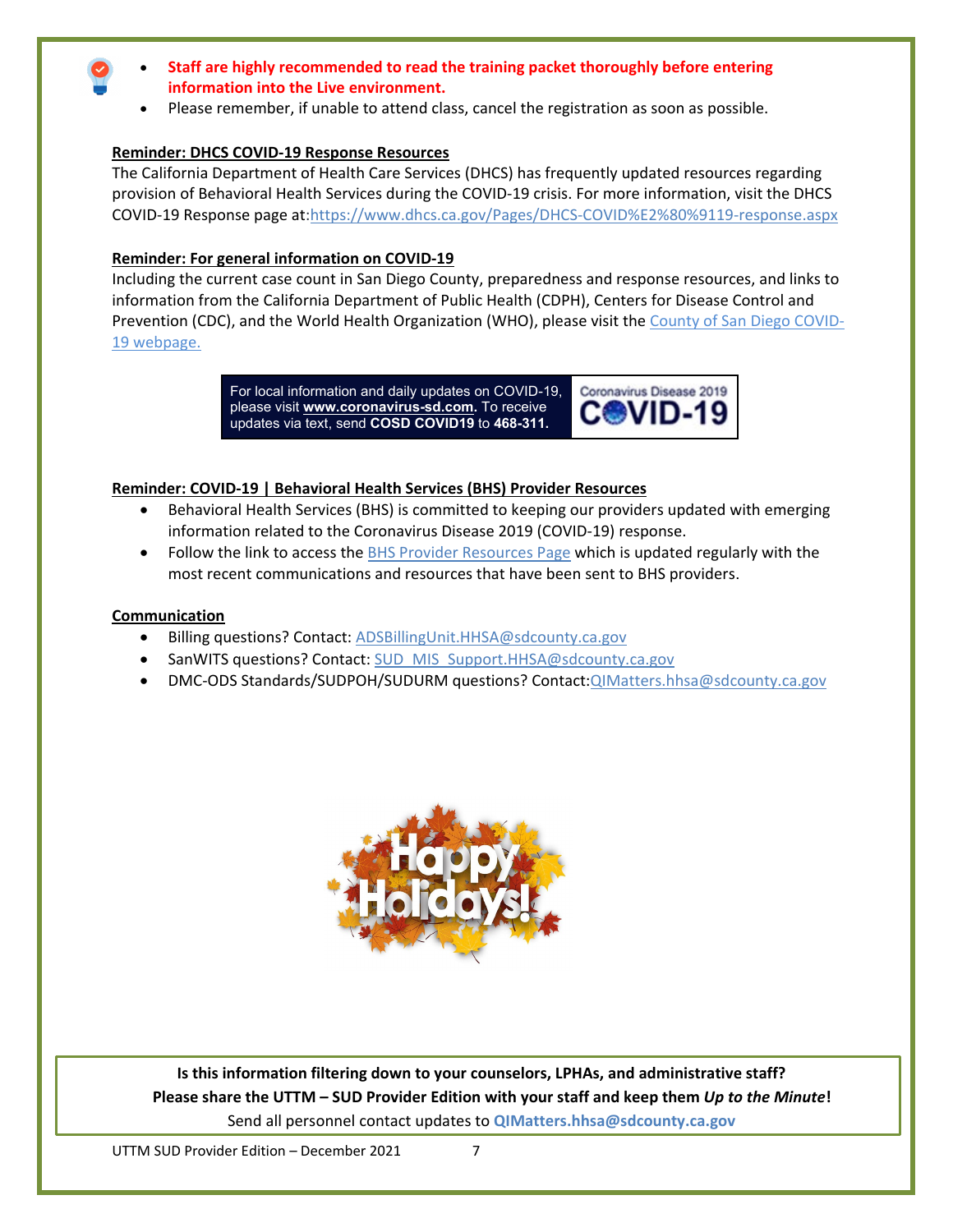- **Staff are highly recommended to read the training packet thoroughly before entering information into the Live environment.**
- Please remember, if unable to attend class, cancel the registration as soon as possible.

**Reminder: DHCS COVID-19 Response Resources**

The California Department of Health Care Services (DHCS) has frequently updated resources regarding provision of Behavioral Health Services during the COVID-19 crisis. For more information, visit the DHCS COVID-19 Response page at:https://www.dhcs.ca.gov/Pages/DHCS-COVID%E2%80%9119-response.aspx

**Reminder: For general information on COVID-19**

Including the current case count in San Diego County, preparedness and response resources, and links to information from the California Department of Public Health (CDPH), Centers for Disease Control and Prevention (CDC), and the World Health Organization (WHO), please visit the County of San Diego COVID-19 webpage.

For local information and daily updates on COVID-19, please visit **www.coronavirus-sd.com.** To receive updates via text, send **COSD COVID19** to **468-311.**

Coronavirus Disease 2019
COVID-19

**Reminder: COVID-19 | Behavioral Health Services (BHS) Provider Resources**

- Behavioral Health Services (BHS) is committed to keeping our providers updated with emerging information related to the Coronavirus Disease 2019 (COVID-19) response.
- Follow the link to access the BHS Provider Resources Page which is updated regularly with the most recent communications and resources that have been sent to BHS providers.

**Communication**

- Billing questions? Contact: ADSBillingUnit.HHSA@sdcounty.ca.gov
- SanWITS questions? Contact: SUD_MIS_Support.HHSA@sdcounty.ca.gov
- DMC-ODS Standards/SUDPOH/SUDURM questions? Contact:QIMatters.hhsa@sdcounty.ca.gov

Happy Holidays!

**Is this information filtering down to your counselors, LPHAs, and administrative staff?**
**Please share the UTTM – SUD Provider Edition with your staff and keep them *Up to the Minute*!**
Send all personnel contact updates to **QIMatters.hhsa@sdcounty.ca.gov**